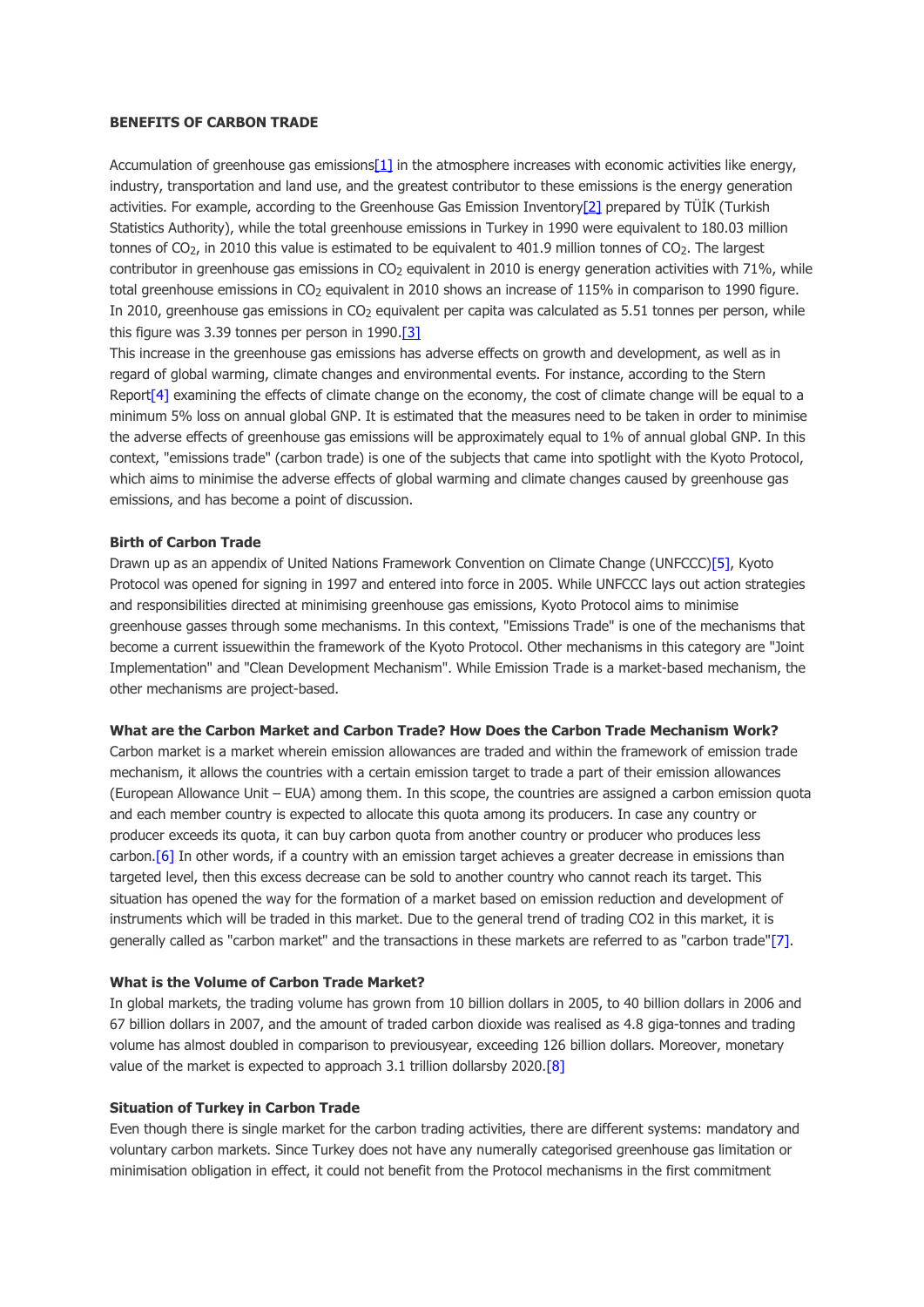**BENEFITS OF CARBON TRADE**

Accumulation of greenhouse gas emissions[1] in the atmosphere increases with economic activities like energy, industry, transportation and land use, and the greatest contributor to these emissions is the energy generation activities. For example, according to the Greenhouse Gas Emission Inventory[2] prepared by TÜİK (Turkish Statistics Authority), while the total greenhouse emissions in Turkey in 1990 were equivalent to 180.03 million tonnes of $CO_2$, in 2010 this value is estimated to be equivalent to 401.9 million tonnes of $CO_2$. The largest contributor in greenhouse gas emissions in $CO_2$ equivalent in 2010 is energy generation activities with 71%, while total greenhouse emissions in $CO_2$ equivalent in 2010 shows an increase of 115% in comparison to 1990 figure. In 2010, greenhouse gas emissions in $CO_2$ equivalent per capita was calculated as 5.51 tonnes per person, while this figure was 3.39 tonnes per person in 1990.[3]

This increase in the greenhouse gas emissions has adverse effects on growth and development, as well as in regard of global warming, climate changes and environmental events. For instance, according to the Stern Report[4] examining the effects of climate change on the economy, the cost of climate change will be equal to a minimum 5% loss on annual global GNP. It is estimated that the measures need to be taken in order to minimise the adverse effects of greenhouse gas emissions will be approximately equal to 1% of annual global GNP. In this context, "emissions trade" (carbon trade) is one of the subjects that came into spotlight with the Kyoto Protocol, which aims to minimise the adverse effects of global warming and climate changes caused by greenhouse gas emissions, and has become a point of discussion.

**Birth of Carbon Trade**

Drawn up as an appendix of United Nations Framework Convention on Climate Change (UNFCCC)[5], Kyoto Protocol was opened for signing in 1997 and entered into force in 2005. While UNFCCC lays out action strategies and responsibilities directed at minimising greenhouse gas emissions, Kyoto Protocol aims to minimise greenhouse gasses through some mechanisms. In this context, "Emissions Trade" is one of the mechanisms that become a current issuewithin the framework of the Kyoto Protocol. Other mechanisms in this category are "Joint Implementation" and "Clean Development Mechanism". While Emission Trade is a market-based mechanism, the other mechanisms are project-based.

**What are the Carbon Market and Carbon Trade? How Does the Carbon Trade Mechanism Work?**

Carbon market is a market wherein emission allowances are traded and within the framework of emission trade mechanism, it allows the countries with a certain emission target to trade a part of their emission allowances (European Allowance Unit – EUA) among them. In this scope, the countries are assigned a carbon emission quota and each member country is expected to allocate this quota among its producers. In case any country or producer exceeds its quota, it can buy carbon quota from another country or producer who produces less carbon.[6] In other words, if a country with an emission target achieves a greater decrease in emissions than targeted level, then this excess decrease can be sold to another country who cannot reach its target. This situation has opened the way for the formation of a market based on emission reduction and development of instruments which will be traded in this market. Due to the general trend of trading CO2 in this market, it is generally called as "carbon market" and the transactions in these markets are referred to as "carbon trade"[7].

**What is the Volume of Carbon Trade Market?**

In global markets, the trading volume has grown from 10 billion dollars in 2005, to 40 billion dollars in 2006 and 67 billion dollars in 2007, and the amount of traded carbon dioxide was realised as 4.8 giga-tonnes and trading volume has almost doubled in comparison to previousyear, exceeding 126 billion dollars. Moreover, monetary value of the market is expected to approach 3.1 trillion dollarsby 2020.[8]

**Situation of Turkey in Carbon Trade**

Even though there is single market for the carbon trading activities, there are different systems: mandatory and voluntary carbon markets. Since Turkey does not have any numerally categorised greenhouse gas limitation or minimisation obligation in effect, it could not benefit from the Protocol mechanisms in the first commitment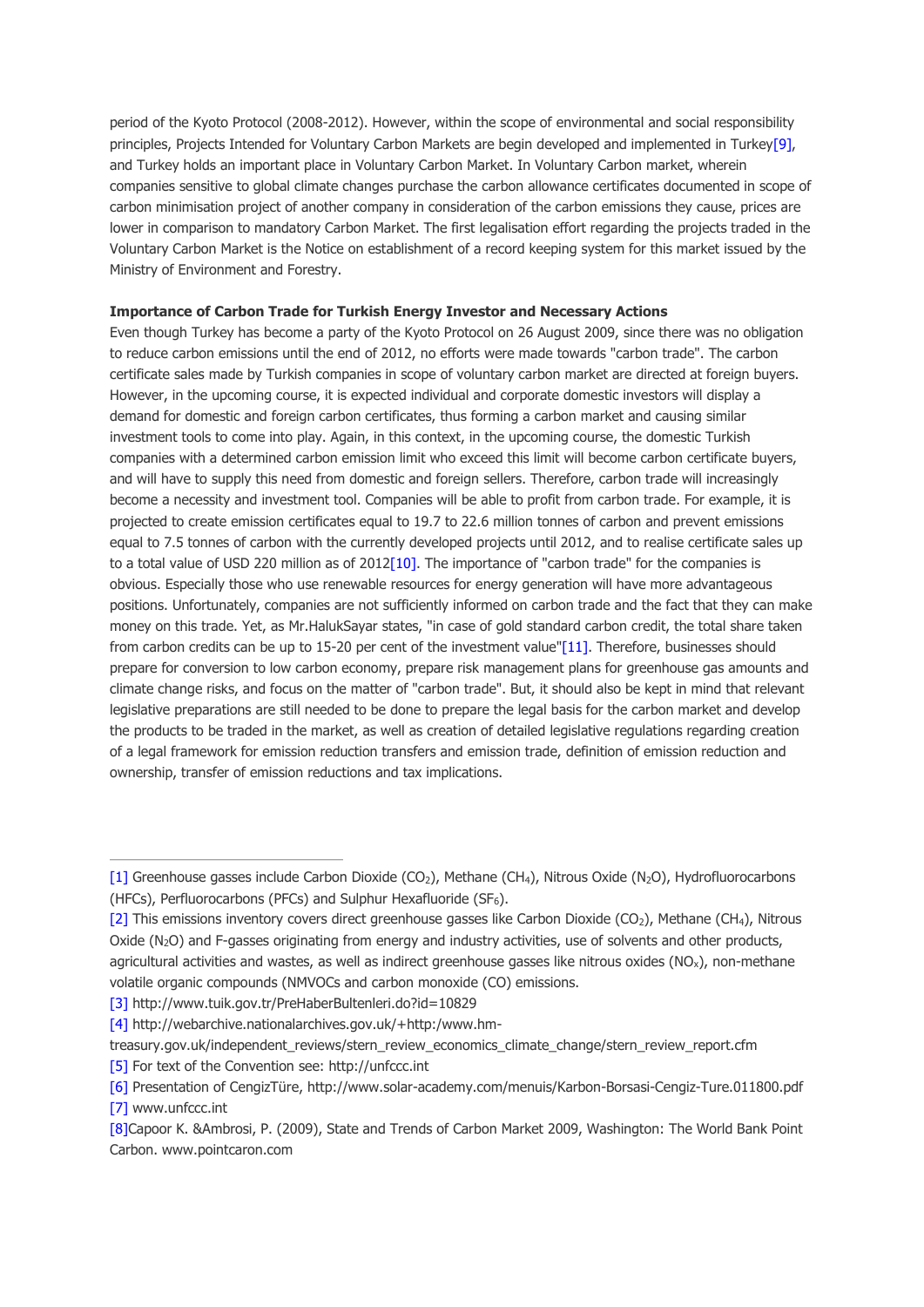period of the Kyoto Protocol (2008-2012). However, within the scope of environmental and social responsibility principles, Projects Intended for Voluntary Carbon Markets are begin developed and implemented in Turkey[9], and Turkey holds an important place in Voluntary Carbon Market. In Voluntary Carbon market, wherein companies sensitive to global climate changes purchase the carbon allowance certificates documented in scope of carbon minimisation project of another company in consideration of the carbon emissions they cause, prices are lower in comparison to mandatory Carbon Market. The first legalisation effort regarding the projects traded in the Voluntary Carbon Market is the Notice on establishment of a record keeping system for this market issued by the Ministry of Environment and Forestry.

**Importance of Carbon Trade for Turkish Energy Investor and Necessary Actions**

Even though Turkey has become a party of the Kyoto Protocol on 26 August 2009, since there was no obligation to reduce carbon emissions until the end of 2012, no efforts were made towards "carbon trade". The carbon certificate sales made by Turkish companies in scope of voluntary carbon market are directed at foreign buyers. However, in the upcoming course, it is expected individual and corporate domestic investors will display a demand for domestic and foreign carbon certificates, thus forming a carbon market and causing similar investment tools to come into play. Again, in this context, in the upcoming course, the domestic Turkish companies with a determined carbon emission limit who exceed this limit will become carbon certificate buyers, and will have to supply this need from domestic and foreign sellers. Therefore, carbon trade will increasingly become a necessity and investment tool. Companies will be able to profit from carbon trade. For example, it is projected to create emission certificates equal to 19.7 to 22.6 million tonnes of carbon and prevent emissions equal to 7.5 tonnes of carbon with the currently developed projects until 2012, and to realise certificate sales up to a total value of USD 220 million as of 2012[10]. The importance of "carbon trade" for the companies is obvious. Especially those who use renewable resources for energy generation will have more advantageous positions. Unfortunately, companies are not sufficiently informed on carbon trade and the fact that they can make money on this trade. Yet, as Mr.HalukSayar states, "in case of gold standard carbon credit, the total share taken from carbon credits can be up to 15-20 per cent of the investment value"[11]. Therefore, businesses should prepare for conversion to low carbon economy, prepare risk management plans for greenhouse gas amounts and climate change risks, and focus on the matter of "carbon trade". But, it should also be kept in mind that relevant legislative preparations are still needed to be done to prepare the legal basis for the carbon market and develop the products to be traded in the market, as well as creation of detailed legislative regulations regarding creation of a legal framework for emission reduction transfers and emission trade, definition of emission reduction and ownership, transfer of emission reductions and tax implications.

---

[1] Greenhouse gasses include Carbon Dioxide ($CO_2$), Methane ($CH_4$), Nitrous Oxide ($N_2O$), Hydrofluorocarbons (HFCs), Perfluorocarbons (PFCs) and Sulphur Hexafluoride ($SF_6$).

[2] This emissions inventory covers direct greenhouse gasses like Carbon Dioxide ($CO_2$), Methane ($CH_4$), Nitrous Oxide ($N_2O$) and F-gasses originating from energy and industry activities, use of solvents and other products, agricultural activities and wastes, as well as indirect greenhouse gasses like nitrous oxides ($NO_x$), non-methane volatile organic compounds (NMVOCs and carbon monoxide (CO) emissions.

[3] http://www.tuik.gov.tr/PreHaberBultenleri.do?id=10829

[4] http://webarchive.nationalarchives.gov.uk/+http:/www.hm-treasury.gov.uk/independent_reviews/stern_review_economics_climate_change/stern_review_report.cfm

[5] For text of the Convention see: http://unfccc.int

[6] Presentation of CengizTüre, http://www.solar-academy.com/menuis/Karbon-Borsasi-Cengiz-Ture.011800.pdf

[7] www.unfccc.int

[8]Capoor K. &Ambrosi, P. (2009), State and Trends of Carbon Market 2009, Washington: The World Bank Point Carbon. www.pointcaron.com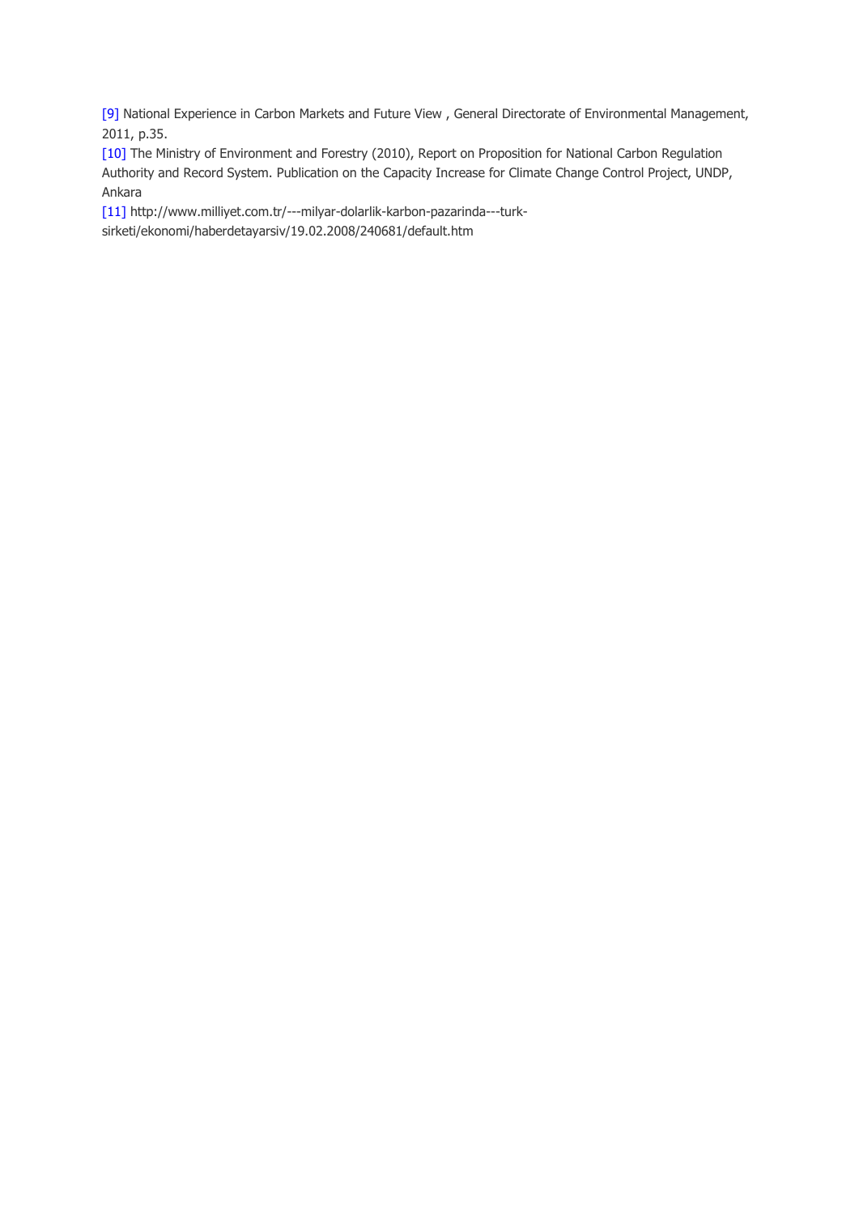[9] National Experience in Carbon Markets and Future View , General Directorate of Environmental Management, 2011, p.35.

[10] The Ministry of Environment and Forestry (2010), Report on Proposition for National Carbon Regulation Authority and Record System. Publication on the Capacity Increase for Climate Change Control Project, UNDP, Ankara

[11] http://www.milliyet.com.tr/---milyar-dolarlik-karbon-pazarinda---turk-sirketi/ekonomi/haberdetayarsiv/19.02.2008/240681/default.htm